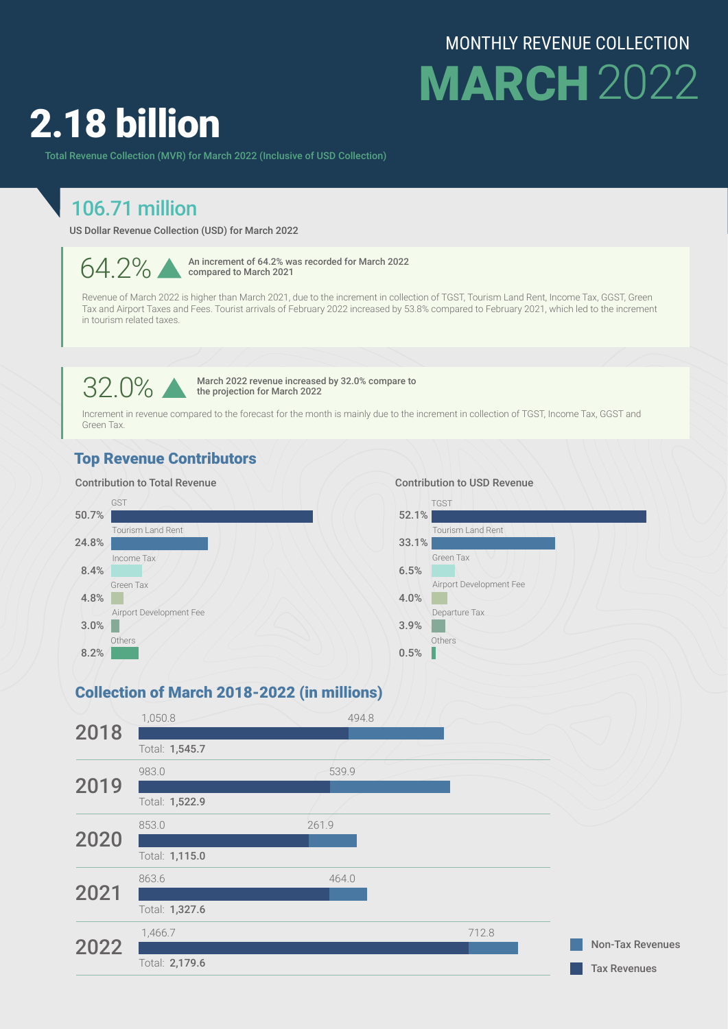# MONTHLY REVENUE COLLECTION

# MARCH 2022

# 2.18 billion

Total Revenue Collection (MVR) for March 2022 (Inclusive of USD Collection)

## 106.71 million

US Dollar Revenue Collection (USD) for March 2022

**64.2%** ▲ An increment of 64.2% was recorded for March 2022 compared to March 2021

Revenue of March 2022 is higher than March 2021, due to the increment in collection of TGST, Tourism Land Rent, Income Tax, GGST, Green Tax and Airport Taxes and Fees. Tourist arrivals of February 2022 increased by 53.8% compared to February 2021, which led to the increment in tourism related taxes.

**32.0%** ▲ March 2022 revenue increased by 32.0% compare to the projection for March 2022

Increment in revenue compared to the forecast for the month is mainly due to the increment in collection of TGST, Income Tax, GGST and Green Tax.

## Top Revenue Contributors

**Contribution to Total Revenue**

| Contributor | Share |
|---|---|
| GST | 50.7% |
| Tourism Land Rent | 24.8% |
| Income Tax | 8.4% |
| Green Tax | 4.8% |
| Airport Development Fee | 3.0% |
| Others | 8.2% |

**Contribution to USD Revenue**

| Contributor | Share |
|---|---|
| TGST | 52.1% |
| Tourism Land Rent | 33.1% |
| Green Tax | 6.5% |
| Airport Development Fee | 4.0% |
| Departure Tax | 3.9% |
| Others | 0.5% |

## Collection of March 2018-2022 (in millions)

| Year | Tax Revenues | Non-Tax Revenues | Total |
|---|---|---|---|
| 2018 | 1,050.8 | 494.8 | 1,545.7 |
| 2019 | 983.0 | 539.9 | 1,522.9 |
| 2020 | 853.0 | 261.9 | 1,115.0 |
| 2021 | 863.6 | 464.0 | 1,327.6 |
| 2022 | 1,466.7 | 712.8 | 2,179.6 |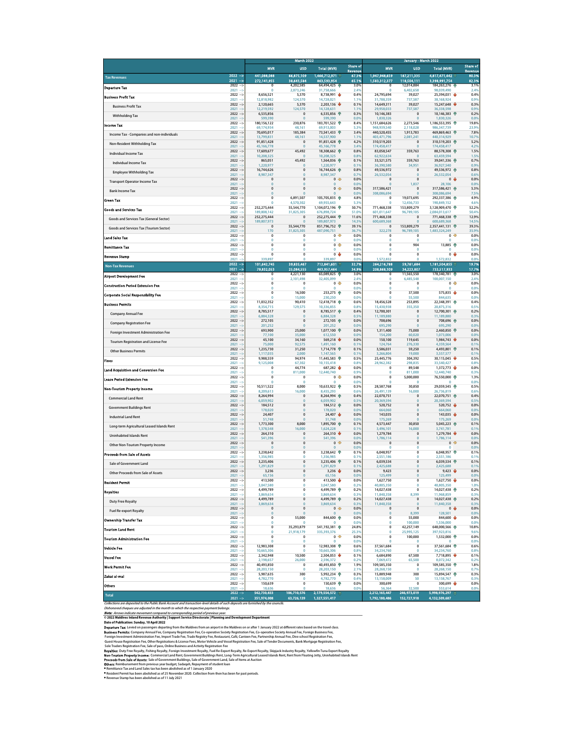| | | March 2022 | | | | January - March 2022 | | | |
|---|---|---|---|---|---|---|---|---|---|
| | | MVR | USD | Total (MVR) | Share of Revenue | MVR | USD | Total (MVR) | Share of Revenue |
| **Tax Revenues** | 2022 --> | 441,088,088 | 66,875,109 | 1,466,712,971 | 67.3% | 1,947,948,659 | 187,211,335 | 4,817,471,442 | 80.3% |
| | 2021 --> | 272,141,955 | 38,641,584 | 863,593,954 | 65.1% | 1,583,312,377 | 118,504,111 | 3,398,991,754 | 82.3% |
| **Departure Tax** | 2022 --> | 0 | 4,202,585 | 64,494,425 | 3.0% | 0 | 12,014,884 | 184,263,276 | 3.1% |
| | 2021 --> | 0 | 2,073,246 | 31,758,666 | 2.4% | 0 | 6,402,658 | 98,039,490 | 2.4% |
| **Business Profit Tax** | 2022 --> | 8,656,521 | 5,370 | 8,738,991 | 0.4% | 24,795,694 | 39,027 | 25,394,031 | 0.4% |
| | 2021 --> | 12,818,982 | 124,570 | 14,728,021 | 1.1% | 31,788,359 | 737,587 | 38,168,924 | 0.9% |
| Business Profit Tax | 2022 --> | 2,120,665 | 5,370 | 2,203,136 | 0.1% | 14,649,311 | 39,027 | 15,247,648 | 0.3% |
| | 2021 --> | 12,219,592 | 124,570 | 14,128,631 | 1.1% | 29,958,033 | 737,587 | 36,338,598 | 0.9% |
| Withholding Tax | 2022 --> | 6,535,856 | 0 | 6,535,856 | 0.3% | 10,146,383 | 0 | 10,146,383 | 0.2% |
| | 2021 --> | 599,390 | 0 | 599,390 | 0.0% | 1,830,326 | 0 | 1,830,326 | 0.0% |
| **Income Tax** | 2022 --> | 180,156,122 | 230,876 | 183,701,522 | 8.4% | 1,151,684,626 | 2,273,546 | 1,186,553,395 | 19.8% |
| | 2021 --> | 69,174,934 | 48,161 | 69,913,003 | 5.3% | 948,939,540 | 2,118,028 | 986,347,739 | 23.9% |
| Income Tax - Companies and non-individuals | 2022 --> | 70,695,017 | 185,384 | 73,541,433 | 3.4% | 440,520,455 | 1,913,783 | 469,869,463 | 7.8% |
| | 2021 --> | 13,799,831 | 48,161 | 14,537,900 | 1.1% | 403,471,796 | 2,081,241 | 440,314,929 | 10.7% |
| Non-Resident Withholding Tax | 2022 --> | 91,851,428 | 0 | 91,851,428 | 4.2% | 310,519,203 | 0 | 310,519,203 | 5.2% |
| | 2021 --> | 45,166,778 | 0 | 45,166,778 | 3.4% | 174,458,417 | 0 | 174,458,417 | 4.2% |
| Individual Income Tax | 2022 --> | 17,609,677 | 45,492 | 18,308,662 | 0.8% | 83,058,547 | 359,763 | 88,578,308 | 1.5% |
| | 2021 --> | 10,208,325 | 0 | 10,208,325 | 0.8% | 62,922,634 | 0 | 63,459,594 | 1.5% |
| Individual Income Tax | 2022 --> | 865,051 | 45,492 | 1,564,036 | 0.1% | 33,521,575 | 359,763 | 39,041,336 | 0.7% |
| | 2021 --> | 1,220,977 | 0 | 1,220,977 | 0.1% | 36,390,580 | 34,951 | 36,927,540 | 0.9% |
| Employee Withholding Tax | 2022 --> | 16,744,626 | 0 | 16,744,626 | 0.8% | 49,536,972 | 0 | 49,536,972 | 0.8% |
| | 2021 --> | 8,987,347 | 0 | 8,987,347 | 0.7% | 26,532,054 | 0 | 26,532,054 | 0.6% |
| Transport Operator Income Tax | 2022 --> | 0 | 0 | 0 | 0.0% | 0 | 0 | 0 | 0.0% |
| | 2021 --> | 0 | 0 | 0 | 0.0% | 0 | 1,837 | 28,106 | 0.0% |
| Bank Income Tax | 2022 --> | 0 | 0 | 0 | 0.0% | 317,586,421 | 0 | 317,586,421 | 5.3% |
| | 2021 --> | 0 | 0 | 0 | 0.0% | 308,086,694 | 0 | 308,086,694 | 7.5% |
| **Green Tax** | 2022 --> | 0 | 6,891,507 | 105,705,835 | 4.8% | 0 | 19,073,695 | 292,337,386 | 4.9% |
| | 2021 --> | 0 | 4,570,302 | 69,955,643 | 5.3% | 0 | 12,456,733 | 190,849,152 | 4.6% |
| **Goods and Services Tax** | 2022 --> | 252,275,444 | 55,544,770 | 1,104,072,196 | 50.7% | 771,468,338 | 153,809,279 | 3,128,909,470 | 52.2% |
| | 2021 --> | 189,808,142 | 31,825,305 | 676,898,724 | 51.0% | 601,011,647 | 96,789,105 | 2,084,013,617 | 50.4% |
| Goods and Services Tax (General Sector) | 2022 --> | 252,275,444 | 0 | 252,275,444 | 11.6% | 771,468,338 | 0 | 771,468,338 | 12.9% |
| | 2021 --> | 189,807,973 | 0 | 189,807,973 | 14.3% | 600,689,368 | 0 | 600,689,368 | 14.5% |
| Goods and Services Tax (Tourism Sector) | 2022 --> | 0 | 55,544,770 | 851,796,752 | 39.1% | 0 | 153,809,279 | 2,357,441,131 | 39.3% |
| | 2021 --> | 170 | 31,825,305 | 487,090,751 | 36.7% | 322,278 | 96,789,105 | 1,483,324,249 | 35.9% |
| **Land Sales Tax** | 2022 --> | 0 | 0 | 0 | 0.0% | 0 | 0 | 0 | 0.0% |
| | 2021 --> | 0 | 0 | 0 | 0.0% | 0 | 0 | 0 | 0.0% |
| **Remittance Tax** | 2022 --> | 0 | 0 | 0 | 0.0% | 0 | 904 | 13,885 | 0.0% |
| | 2021 --> | 0 | 0 | 0 | 0.0% | 0 | 0 | 0 | 0.0% |
| **Revenue Stamp** | 2022 --> | 0 | 0 | 0 | 0.0% | 0 | 0 | 0 | 0.0% |
| | 2021 --> | 339,897 | 0 | 339,897 | 0.0% | 1,572,832 | 0 | 1,572,832 | 0.0% |
| **Non-Tax Revenues** | 2022 --> | 101,642,745 | 39,835,467 | 712,841,601 | 32.7% | 264,216,788 | 59,761,684 | 1,181,504,855 | 19.7% |
| | 2021 --> | 79,832,053 | 25,084,555 | 463,957,464 | 34.9% | 208,868,109 | 34,223,807 | 733,517,933 | 17.7% |
| **Airport Development Fee** | 2022 --> | 0 | 4,221,130 | 65,089,825 | 3.0% | 0 | 11,565,550 | 178,340,781 | 3.0% |
| | 2021 --> | 0 | 2,101,498 | 32,405,099 | 2.4% | 0 | 6,485,548 | 100,007,150 | 2.4% |
| **Construction Period Extension Fee** | 2022 --> | 0 | 0 | 0 | 0.0% | 0 | 0 | 0 | 0.0% |
| | 2021 --> | 0 | 0 | 0 | 0.0% | 0 | 0 | 0 | 0.0% |
| **Corporate Social Responsibility Fee** | 2022 --> | 0 | 16,500 | 253,275 | 0.0% | 0 | 37,500 | 575,835 | 0.0% |
| | 2021 --> | 0 | 15,000 | 230,250 | 0.0% | 0 | 55,500 | 844,635 | 0.0% |
| **Business Permits** | 2022 --> | 11,032,352 | 90,410 | 12,418,718 | 0.6% | 18,456,528 | 253,895 | 22,348,391 | 0.4% |
| | 2021 --> | 8,354,715 | 129,575 | 10,336,855 | 0.8% | 15,430,938 | 355,350 | 20,875,316 | 0.5% |
| Company Annual Fee | 2022 --> | 8,785,517 | 0 | 8,785,517 | 0.4% | 12,700,301 | 0 | 12,700,301 | 0.2% |
| | 2021 --> | 6,884,328 | 0 | 6,884,328 | 0.5% | 11,189,880 | 0 | 11,189,880 | 0.3% |
| Company Registration Fee | 2022 --> | 272,105 | 0 | 272,105 | 0.0% | 708,696 | 0 | 708,696 | 0.0% |
| | 2021 --> | 201,252 | 0 | 201,252 | 0.0% | 695,290 | 0 | 695,290 | 0.0% |
| Foreign Investment Administration Fee | 2022 --> | 693,900 | 25,000 | 1,077,100 | 0.0% | 1,311,400 | 75,000 | 2,460,850 | 0.0% |
| | 2021 --> | 77,100 | 35,000 | 612,550 | 0.0% | 154,200 | 60,020 | 1,073,006 | 0.0% |
| Tourism Registration and License Fee | 2022 --> | 45,100 | 34,160 | 569,218 | 0.0% | 150,100 | 119,645 | 1,984,743 | 0.0% |
| | 2021 --> | 75,000 | 92,575 | 1,491,160 | 0.1% | 124,764 | 276,330 | 4,359,564 | 0.1% |
| Other Business Permits | 2022 --> | 1,235,730 | 31,250 | 1,714,778 | 0.1% | 3,586,031 | 59,250 | 4,493,801 | 0.1% |
| | 2021 --> | 1,117,035 | 2,000 | 1,147,565 | 0.1% | 3,266,804 | 19,000 | 3,557,577 | 0.1% |
| **Fines** | 2022 --> | 9,988,559 | 94,974 | 11,445,583 | 0.5% | 25,445,776 | 304,392 | 30,115,045 | 0.5% |
| | 2021 --> | 9,125,008 | 67,302 | 10,155,418 | 0.8% | 28,962,382 | 298,835 | 33,540,427 | 0.8% |
| **Land Acquisition and Conversion Fee** | 2022 --> | 0 | 44,774 | 687,282 | 0.0% | 0 | 89,548 | 1,372,773 | 0.0% |
| | 2021 --> | 0 | 811,000 | 12,440,740 | 0.9% | 0 | 811,000 | 12,440,740 | 0.3% |
| **Lease Period Extension Fee** | 2022 --> | 0 | 0 | 0 | 0.0% | 0 | 5,000,000 | 76,550,000 | 1.3% |
| | 2021 --> | 0 | 0 | 0 | 0.0% | 0 | 0 | 0 | 0.0% |
| **Non-Tourism Property Income** | 2022 --> | 10,511,522 | 8,000 | 10,633,922 | 0.5% | 28,587,768 | 30,850 | 29,059,545 | 0.5% |
| | 2021 --> | 8,209,613 | 16,000 | 8,455,293 | 0.6% | 26,491,139 | 16,000 | 26,736,819 | 0.6% |
| Commercial Land Rent | 2022 --> | 8,264,994 | 0 | 8,264,994 | 0.4% | 22,070,751 | 0 | 22,070,751 | 0.4% |
| | 2021 --> | 6,059,902 | 0 | 6,059,902 | 0.5% | 20,369,594 | 0 | 20,369,594 | 0.5% |
| Government Buildings Rent | 2022 --> | 184,512 | 0 | 184,512 | 0.0% | 520,752 | 0 | 520,752 | 0.0% |
| | 2021 --> | 178,020 | 0 | 178,020 | 0.0% | 664,060 | 0 | 664,060 | 0.0% |
| Industrial Land Rent | 2022 --> | 24,407 | 0 | 24,407 | 0.0% | 143,035 | 0 | 143,035 | 0.0% |
| | 2021 --> | 51,748 | 0 | 51,748 | 0.0% | 175,269 | 0 | 175,269 | 0.0% |
| Long-term Agricultural Leased Islands Rent | 2022 --> | 1,773,300 | 8,000 | 1,895,700 | 0.1% | 4,573,447 | 30,850 | 5,045,223 | 0.1% |
| | 2021 --> | 1,378,548 | 16,000 | 1,624,228 | 0.1% | 3,496,101 | 16,000 | 3,741,781 | 0.1% |
| Uninhabited Islands Rent | 2022 --> | 264,310 | 0 | 264,310 | 0.0% | 1,279,784 | 0 | 1,279,784 | 0.0% |
| | 2021 --> | 541,396 | 0 | 541,396 | 0.0% | 1,786,114 | 0 | 1,786,114 | 0.0% |
| Other Non-Tourism Property Income | 2022 --> | 0 | 0 | 0 | 0.0% | 0 | 0 | 0 | 0.0% |
| | 2021 --> | 0 | 0 | 0 | 0.0% | 0 | 0 | 0 | 0.0% |
| **Proceeds from Sale of Assets** | 2022 --> | 3,238,642 | 0 | 3,238,642 | 0.1% | 6,048,957 | 0 | 6,048,957 | 0.1% |
| | 2021 --> | 1,356,985 | 0 | 1,356,985 | 0.1% | 2,551,186 | 0 | 2,551,186 | 0.1% |
| Sale of Government Land | 2022 --> | 3,235,406 | 0 | 3,235,406 | 0.1% | 6,039,534 | 0 | 6,039,534 | 0.1% |
| | 2021 --> | 1,291,829 | 0 | 1,291,829 | 0.1% | 2,425,688 | 0 | 2,425,688 | 0.1% |
| Other Proceeds from Sale of Assets | 2022 --> | 3,236 | 0 | 3,236 | 0.0% | 9,423 | 0 | 9,423 | 0.0% |
| | 2021 --> | 65,156 | 0 | 65,156 | 0.0% | 125,499 | 0 | 125,499 | 0.0% |
| **Resident Permit** | 2022 --> | 413,500 | 0 | 413,500 | 0.0% | 1,627,750 | 0 | 1,627,750 | 0.0% |
| | 2021 --> | 3,047,580 | 0 | 3,047,580 | 0.2% | 40,805,350 | 0 | 40,805,350 | 1.0% |
| **Royalties** | 2022 --> | 4,499,789 | 0 | 4,499,789 | 0.2% | 14,027,438 | 0 | 14,027,438 | 0.2% |
| | 2021 --> | 3,869,634 | 0 | 3,869,634 | 0.3% | 11,840,358 | 8,399 | 11,968,859 | 0.3% |
| Duty Free Royalty | 2022 --> | 4,499,789 | 0 | 4,499,789 | 0.2% | 14,027,438 | 0 | 14,027,438 | 0.2% |
| | 2021 --> | 3,869,634 | 0 | 3,869,634 | 0.3% | 11,840,358 | 0 | 11,840,358 | 0.3% |
| Fuel Re-export Royalty | 2022 --> | 0 | 0 | 0 | 0.0% | 0 | 0 | 0 | 0.0% |
| | 2021 --> | 0 | 0 | 0 | 0.0% | 0 | 8,399 | 128,501 | 0.0% |
| **Ownership Transfer Tax** | 2022 --> | 0 | 55,000 | 844,600 | 0.0% | 0 | 55,000 | 844,600 | 0.0% |
| | 2021 --> | 0 | 0 | 0 | 0.0% | 0 | 100,000 | 1,536,000 | 0.0% |
| **Tourism Land Rent** | 2022 --> | 0 | 35,293,879 | 541,192,381 | 24.8% | 0 | 42,257,149 | 648,000,566 | 10.8% |
| | 2021 --> | 0 | 21,918,179 | 335,393,376 | 25.3% | 0 | 25,995,125 | 397,923,816 | 9.6% |
| **Tourism Administration Fee** | 2022 --> | 0 | 0 | 0 | 0.0% | 0 | 100,000 | 1,532,000 | 0.0% |
| | 2021 --> | 0 | 0 | 0 | 0.0% | 0 | 0 | 0 | 0.0% |
| **Vehicle Fee** | 2022 --> | 12,983,308 | 0 | 12,983,308 | 0.6% | 37,561,684 | 0 | 37,561,684 | 0.6% |
| | 2021 --> | 10,665,306 | 0 | 10,665,306 | 0.8% | 34,234,760 | 0 | 34,234,760 | 0.8% |
| **Vessel Fee** | 2022 --> | 2,342,948 | 10,500 | 2,504,053 | 0.1% | 6,684,890 | 67,500 | 7,718,895 | 0.1% |
| | 2021 --> | 2,198,657 | 26,000 | 2,596,372 | 0.2% | 7,069,472 | 65,500 | 8,072,342 | 0.2% |
| **Work Permit Fee** | 2022 --> | 40,493,850 | 0 | 40,493,850 | 1.9% | 109,585,350 | 0 | 109,585,350 | 1.8% |
| | 2021 --> | 28,203,150 | 0 | 28,203,150 | 2.1% | 28,268,150 | 0 | 28,268,150 | 0.7% |
| **Zakat al-mal** | 2022 --> | 5,987,635 | 300 | 5,992,234 | 0.3% | 15,889,948 | 300 | 15,894,547 | 0.3% |
| | 2021 --> | 4,782,770 | 0 | 4,782,770 | 0.4% | 13,158,009 | 50 | 13,158,767 | 0.3% |
| **Others** | 2022 --> | 150,639 | 0 | 150,639 | 0.0% | 300,699 | 0 | 300,699 | 0.0% |
| | 2021 --> | 18,636 | 0 | 18,636 | 0.0% | 56,364 | 32,500 | 553,614 | 0.0% |
| **Total** | 2022 --> | 542,730,833 | 106,710,576 | 2,179,554,572 | | 2,212,165,447 | 246,973,019 | 5,998,976,297 | |
| | 2021 --> | 351,974,008 | 63,726,139 | 1,327,551,417 | | 1,792,180,486 | 152,727,918 | 4,132,509,687 | |

*Collections are deposited to the Public Bank Account and transaction-level details of such deposits are furnished by the councils.*
*Dishonored cheques are adjusted in the month to which the respective payment belongs.*
***Note:** Arrows indicate movement compared to corresponding period of previous year.*

**© 2022 Maldives Inland Revenue Authority | Support Service Directorate | Planning and Development Department**
**Date of Publication: Sunday, 10 April 2022**

**Departure Tax:** Levied on passengers departing from the Maldives from an airport in the Maldives on or after 1 January 2022 at different rates based on the travel class.
**Business Permits:** Company Annual Fee, Company Registration Fee, Co-operative Society Registration Fee, Co-operative Society Annual Fee, Foreign Business Fee, Foreign Investment Administration Fee, Import Trade Fee, Trade Registry Fee, Restaurant, Café, Canteen Fee, Partnership Annual Fee, Dive school Registration Fee, Guest House Registration Fee, Other Registrations & License Fees, Motor Vehicle and Vessel Registration Fee, Sale of Tender Documents, Bank Mortgage Registration Fee, Sole Traders Registration Fee, Sale of pass, Online Business and Activity Registration Fee
**Royalties:** Duty Free Royalty, Fishing Royalty, Foreign Investment Royalty, Fuel Re-Export Royalty, Re-Export Royalty, Skipjack Industry Royalty, Yellowfin Tuna Export Royalty
**Non-Tourism Property Income:** Commercial Land Rent, Government Buildings Rent, Long-Term Agricultural Leased Islands Rent, Rent from Floating Jetty, Uninhabited Islands Rent
**Proceeds from Sale of Assets:** Sale of Government Land, Sale of Items at Auction
**Others:** Reimbursement from previous year budget, Sadaqah, Repayment of student loan
* Remittance Tax and Land Sales tax has been abolished as of 1 January 2020
* Resident Permit has been abolished as of 25 November 2020. Collection from then has been for past periods.
* Revenue Stamp has been abolished as of 11 July 2021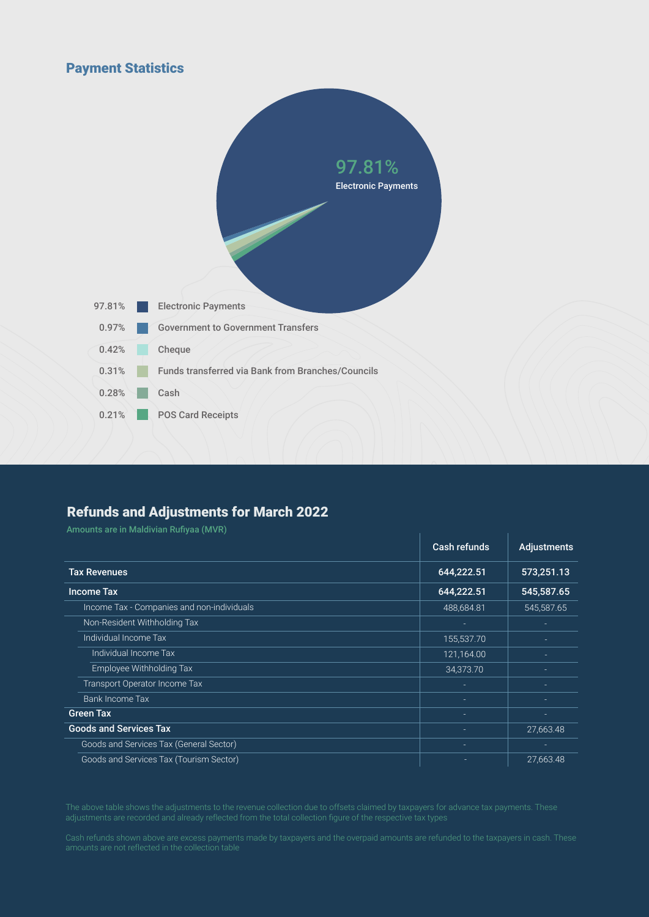## Payment Statistics

97.81%
Electronic Payments

97.81% Electronic Payments
0.97% Government to Government Transfers
0.42% Cheque
0.31% Funds transferred via Bank from Branches/Councils
0.28% Cash
0.21% POS Card Receipts

## Refunds and Adjustments for March 2022

Amounts are in Maldivian Rufiyaa (MVR)

| | Cash refunds | Adjustments |
|---|---|---|
| **Tax Revenues** | **644,222.51** | **573,251.13** |
| **Income Tax** | **644,222.51** | **545,587.65** |
| Income Tax - Companies and non-individuals | 488,684.81 | 545,587.65 |
| Non-Resident Withholding Tax | - | - |
| Individual Income Tax | 155,537.70 | - |
| Individual Income Tax | 121,164.00 | - |
| Employee Withholding Tax | 34,373.70 | - |
| Transport Operator Income Tax | - | - |
| Bank Income Tax | - | - |
| **Green Tax** | - | - |
| **Goods and Services Tax** | - | 27,663.48 |
| Goods and Services Tax (General Sector) | - | - |
| Goods and Services Tax (Tourism Sector) | - | 27,663.48 |

The above table shows the adjustments to the revenue collection due to offsets claimed by taxpayers for advance tax payments. These adjustments are recorded and already reflected from the total collection figure of the respective tax types

Cash refunds shown above are excess payments made by taxpayers and the overpaid amounts are refunded to the taxpayers in cash. These amounts are not reflected in the collection table